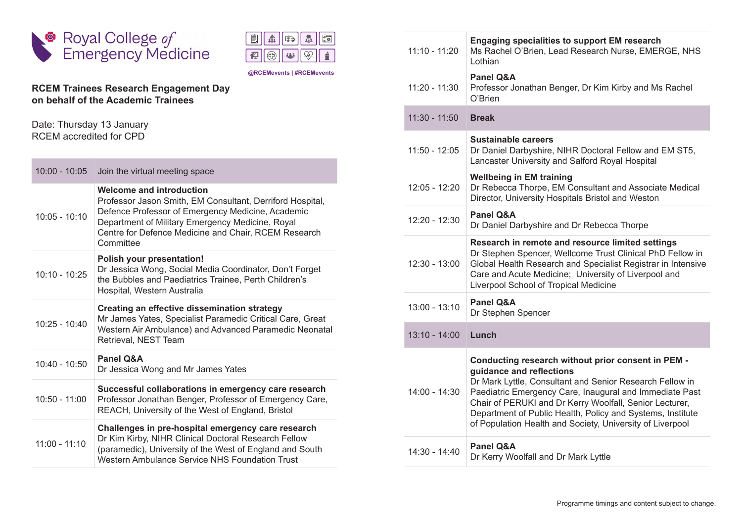Royal College *of* Emergency Medicine

@RCEMevents | #RCEMevents

## RCEM Trainees Research Engagement Day on behalf of the Academic Trainees

Date: Thursday 13 January
RCEM accredited for CPD

| Time | Session |
|---|---|
| 10:00 - 10:05 | Join the virtual meeting space |
| 10:05 - 10:10 | **Welcome and introduction** Professor Jason Smith, EM Consultant, Derriford Hospital, Defence Professor of Emergency Medicine, Academic Department of Military Emergency Medicine, Royal Centre for Defence Medicine and Chair, RCEM Research Committee |
| 10:10 - 10:25 | **Polish your presentation!** Dr Jessica Wong, Social Media Coordinator, Don't Forget the Bubbles and Paediatrics Trainee, Perth Children's Hospital, Western Australia |
| 10:25 - 10:40 | **Creating an effective dissemination strategy** Mr James Yates, Specialist Paramedic Critical Care, Great Western Air Ambulance) and Advanced Paramedic Neonatal Retrieval, NEST Team |
| 10:40 - 10:50 | **Panel Q&A** Dr Jessica Wong and Mr James Yates |
| 10:50 - 11:00 | **Successful collaborations in emergency care research** Professor Jonathan Benger, Professor of Emergency Care, REACH, University of the West of England, Bristol |
| 11:00 - 11:10 | **Challenges in pre-hospital emergency care research** Dr Kim Kirby, NIHR Clinical Doctoral Research Fellow (paramedic), University of the West of England and South Western Ambulance Service NHS Foundation Trust |
| 11:10 - 11:20 | **Engaging specialities to support EM research** Ms Rachel O'Brien, Lead Research Nurse, EMERGE, NHS Lothian |
| 11:20 - 11:30 | **Panel Q&A** Professor Jonathan Benger, Dr Kim Kirby and Ms Rachel O'Brien |
| 11:30 - 11:50 | **Break** |
| 11:50 - 12:05 | **Sustainable careers** Dr Daniel Darbyshire, NIHR Doctoral Fellow and EM ST5, Lancaster University and Salford Royal Hospital |
| 12:05 - 12:20 | **Wellbeing in EM training** Dr Rebecca Thorpe, EM Consultant and Associate Medical Director, University Hospitals Bristol and Weston |
| 12:20 - 12:30 | **Panel Q&A** Dr Daniel Darbyshire and Dr Rebecca Thorpe |
| 12:30 - 13:00 | **Research in remote and resource limited settings** Dr Stephen Spencer, Wellcome Trust Clinical PhD Fellow in Global Health Research and Specialist Registrar in Intensive Care and Acute Medicine; University of Liverpool and Liverpool School of Tropical Medicine |
| 13:00 - 13:10 | **Panel Q&A** Dr Stephen Spencer |
| 13:10 - 14:00 | **Lunch** |
| 14:00 - 14:30 | **Conducting research without prior consent in PEM - guidance and reflections** Dr Mark Lyttle, Consultant and Senior Research Fellow in Paediatric Emergency Care, Inaugural and Immediate Past Chair of PERUKI and Dr Kerry Woolfall, Senior Lecturer, Department of Public Health, Policy and Systems, Institute of Population Health and Society, University of Liverpool |
| 14:30 - 14:40 | **Panel Q&A** Dr Kerry Woolfall and Dr Mark Lyttle |

Programme timings and content subject to change.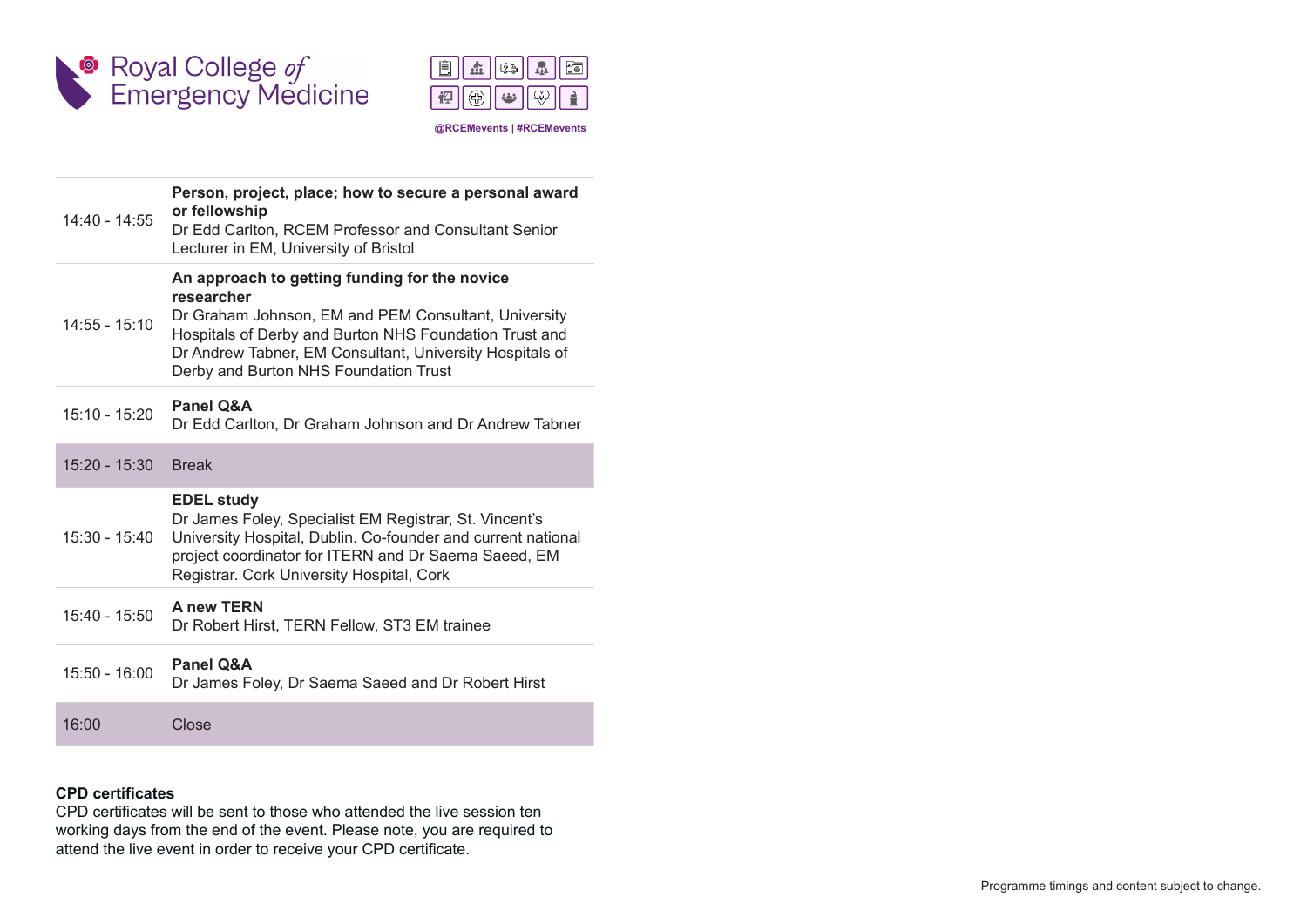Royal College of Emergency Medicine

@RCEMevents | #RCEMevents

| | |
|---|---|
| 14:40 - 14:55 | **Person, project, place; how to secure a personal award or fellowship**<br>Dr Edd Carlton, RCEM Professor and Consultant Senior Lecturer in EM, University of Bristol |
| 14:55 - 15:10 | **An approach to getting funding for the novice researcher**<br>Dr Graham Johnson, EM and PEM Consultant, University Hospitals of Derby and Burton NHS Foundation Trust and Dr Andrew Tabner, EM Consultant, University Hospitals of Derby and Burton NHS Foundation Trust |
| 15:10 - 15:20 | **Panel Q&A**<br>Dr Edd Carlton, Dr Graham Johnson and Dr Andrew Tabner |
| 15:20 - 15:30 | Break |
| 15:30 - 15:40 | **EDEL study**<br>Dr James Foley, Specialist EM Registrar, St. Vincent's University Hospital, Dublin. Co-founder and current national project coordinator for ITERN and Dr Saema Saeed, EM Registrar. Cork University Hospital, Cork |
| 15:40 - 15:50 | **A new TERN**<br>Dr Robert Hirst, TERN Fellow, ST3 EM trainee |
| 15:50 - 16:00 | **Panel Q&A**<br>Dr James Foley, Dr Saema Saeed and Dr Robert Hirst |
| 16:00 | Close |

**CPD certificates**

CPD certificates will be sent to those who attended the live session ten working days from the end of the event. Please note, you are required to attend the live event in order to receive your CPD certificate.

Programme timings and content subject to change.